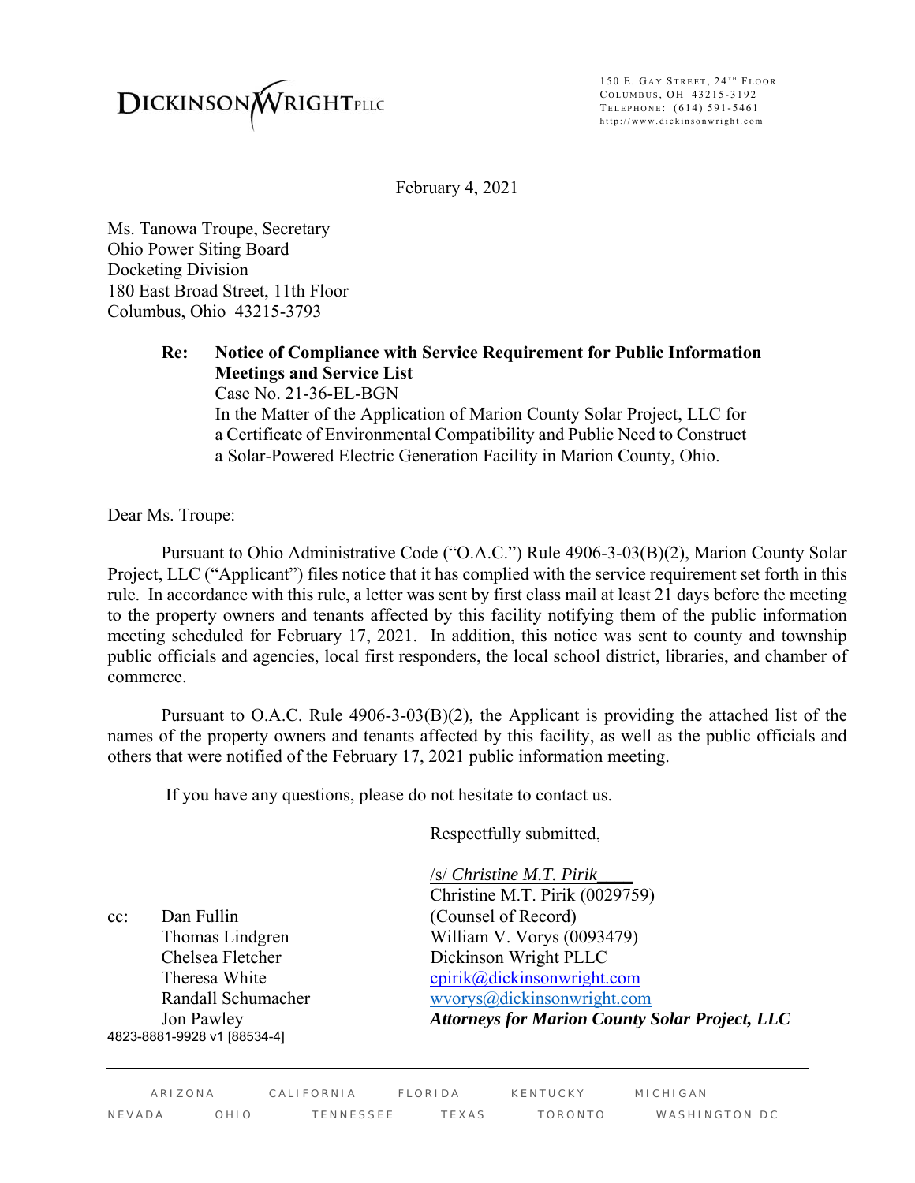DICKINSON WRIGHT PLLC

150 E. Gay Street, 24th Floor
Columbus, OH 43215-3192
Telephone: (614) 591-5461
http://www.dickinsonwright.com

February 4, 2021

Ms. Tanowa Troupe, Secretary
Ohio Power Siting Board
Docketing Division
180 East Broad Street, 11th Floor
Columbus, Ohio 43215-3793

**Re: Notice of Compliance with Service Requirement for Public Information Meetings and Service List**
Case No. 21-36-EL-BGN
In the Matter of the Application of Marion County Solar Project, LLC for a Certificate of Environmental Compatibility and Public Need to Construct a Solar-Powered Electric Generation Facility in Marion County, Ohio.

Dear Ms. Troupe:

Pursuant to Ohio Administrative Code ("O.A.C.") Rule 4906-3-03(B)(2), Marion County Solar Project, LLC ("Applicant") files notice that it has complied with the service requirement set forth in this rule. In accordance with this rule, a letter was sent by first class mail at least 21 days before the meeting to the property owners and tenants affected by this facility notifying them of the public information meeting scheduled for February 17, 2021. In addition, this notice was sent to county and township public officials and agencies, local first responders, the local school district, libraries, and chamber of commerce.

Pursuant to O.A.C. Rule 4906-3-03(B)(2), the Applicant is providing the attached list of the names of the property owners and tenants affected by this facility, as well as the public officials and others that were notified of the February 17, 2021 public information meeting.

If you have any questions, please do not hesitate to contact us.

Respectfully submitted,

/s/ *Christine M.T. Pirik*____
Christine M.T. Pirik (0029759)
(Counsel of Record)
William V. Vorys (0093479)
Dickinson Wright PLLC
cpirik@dickinsonwright.com
wvorys@dickinsonwright.com
***Attorneys for Marion County Solar Project, LLC***

cc: Dan Fullin
Thomas Lindgren
Chelsea Fletcher
Theresa White
Randall Schumacher
Jon Pawley

4823-8881-9928 v1 [88534-4]

ARIZONA CALIFORNIA FLORIDA KENTUCKY MICHIGAN
NEVADA OHIO TENNESSEE TEXAS TORONTO WASHINGTON DC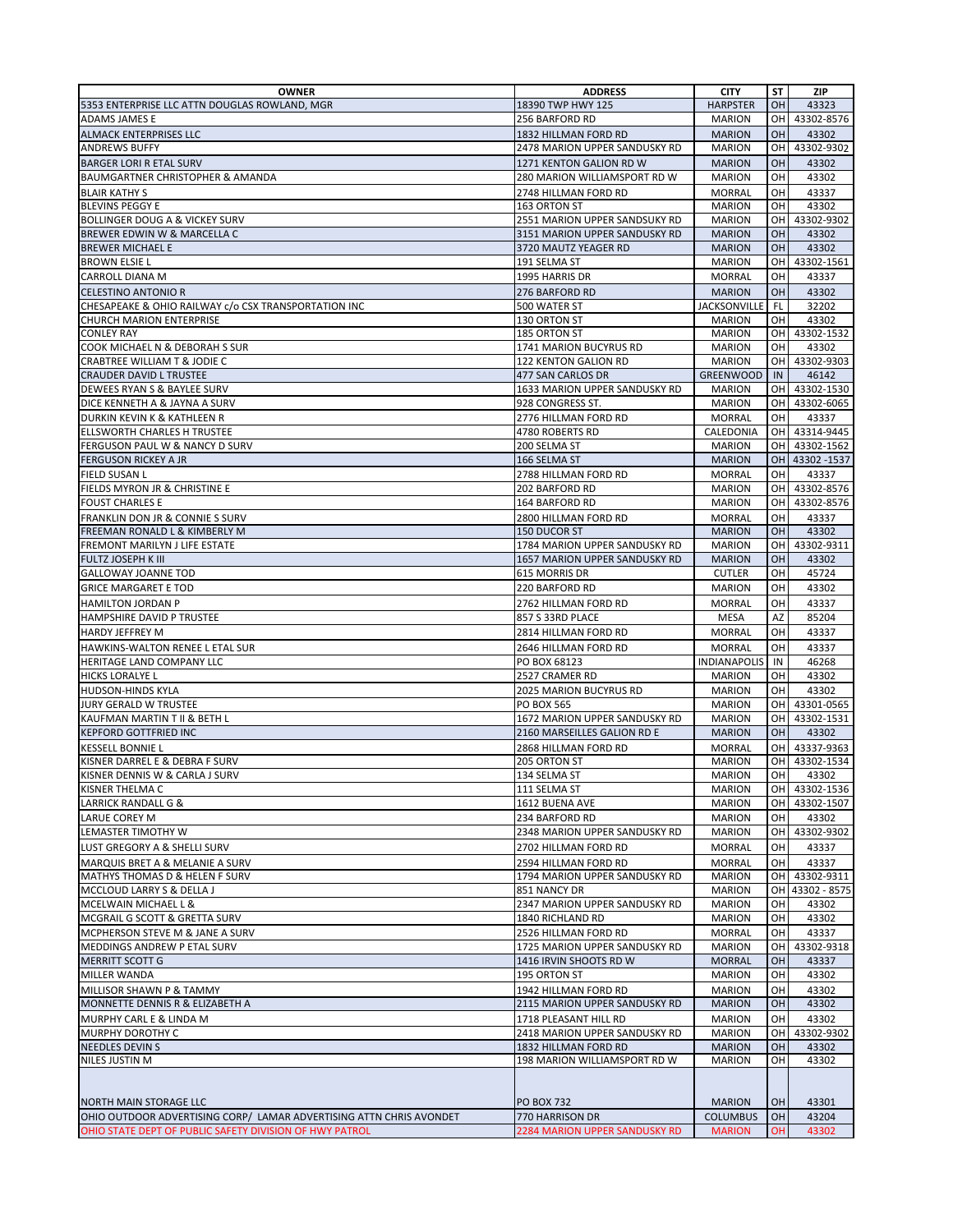| OWNER | ADDRESS | CITY | ST | ZIP |
|---|---|---|---|---|
| 5353 ENTERPRISE LLC ATTN DOUGLAS ROWLAND, MGR | 18390 TWP HWY 125 | HARPSTER | OH | 43323 |
| ADAMS JAMES E | 256 BARFORD RD | MARION | OH | 43302-8576 |
| ALMACK ENTERPRISES LLC | 1832 HILLMAN FORD RD | MARION | OH | 43302 |
| ANDREWS BUFFY | 2478 MARION UPPER SANDUSKY RD | MARION | OH | 43302-9302 |
| BARGER LORI R ETAL SURV | 1271 KENTON GALION RD W | MARION | OH | 43302 |
| BAUMGARTNER CHRISTOPHER & AMANDA | 280 MARION WILLIAMSPORT RD W | MARION | OH | 43302 |
| BLAIR KATHY S | 2748 HILLMAN FORD RD | MORRAL | OH | 43337 |
| BLEVINS PEGGY E | 163 ORTON ST | MARION | OH | 43302 |
| BOLLINGER DOUG A & VICKEY SURV | 2551 MARION UPPER SANDSUKY RD | MARION | OH | 43302-9302 |
| BREWER EDWIN W & MARCELLA C | 3151 MARION UPPER SANDUSKY RD | MARION | OH | 43302 |
| BREWER MICHAEL E | 3720 MAUTZ YEAGER RD | MARION | OH | 43302 |
| BROWN ELSIE L | 191 SELMA ST | MARION | OH | 43302-1561 |
| CARROLL DIANA M | 1995 HARRIS DR | MORRAL | OH | 43337 |
| CELESTINO ANTONIO R | 276 BARFORD RD | MARION | OH | 43302 |
| CHESAPEAKE & OHIO RAILWAY c/o CSX TRANSPORTATION INC | 500 WATER ST | JACKSONVILLE | FL | 32202 |
| CHURCH MARION ENTERPRISE | 130 ORTON ST | MARION | OH | 43302 |
| CONLEY RAY | 185 ORTON ST | MARION | OH | 43302-1532 |
| COOK MICHAEL N & DEBORAH S SUR | 1741 MARION BUCYRUS RD | MARION | OH | 43302 |
| CRABTREE WILLIAM T & JODIE C | 122 KENTON GALION RD | MARION | OH | 43302-9303 |
| CRAUDER DAVID L TRUSTEE | 477 SAN CARLOS DR | GREENWOOD | IN | 46142 |
| DEWEES RYAN S & BAYLEE SURV | 1633 MARION UPPER SANDUSKY RD | MARION | OH | 43302-1530 |
| DICE KENNETH A & JAYNA A SURV | 928 CONGRESS ST. | MARION | OH | 43302-6065 |
| DURKIN KEVIN K & KATHLEEN R | 2776 HILLMAN FORD RD | MORRAL | OH | 43337 |
| ELLSWORTH CHARLES H TRUSTEE | 4780 ROBERTS RD | CALEDONIA | OH | 43314-9445 |
| FERGUSON PAUL W & NANCY D SURV | 200 SELMA ST | MARION | OH | 43302-1562 |
| FERGUSON RICKEY A JR | 166 SELMA ST | MARION | OH | 43302 -1537 |
| FIELD SUSAN L | 2788 HILLMAN FORD RD | MORRAL | OH | 43337 |
| FIELDS MYRON JR & CHRISTINE E | 202 BARFORD RD | MARION | OH | 43302-8576 |
| FOUST CHARLES E | 164 BARFORD RD | MARION | OH | 43302-8576 |
| FRANKLIN DON JR & CONNIE S SURV | 2800 HILLMAN FORD RD | MORRAL | OH | 43337 |
| FREEMAN RONALD L & KIMBERLY M | 150 DUCOR ST | MARION | OH | 43302 |
| FREMONT MARILYN J LIFE ESTATE | 1784 MARION UPPER SANDUSKY RD | MARION | OH | 43302-9311 |
| FULTZ JOSEPH K III | 1657 MARION UPPER SANDUSKY RD | MARION | OH | 43302 |
| GALLOWAY JOANNE TOD | 615 MORRIS DR | CUTLER | OH | 45724 |
| GRICE MARGARET E TOD | 220 BARFORD RD | MARION | OH | 43302 |
| HAMILTON JORDAN P | 2762 HILLMAN FORD RD | MORRAL | OH | 43337 |
| HAMPSHIRE DAVID P TRUSTEE | 857 S 33RD PLACE | MESA | AZ | 85204 |
| HARDY JEFFREY M | 2814 HILLMAN FORD RD | MORRAL | OH | 43337 |
| HAWKINS-WALTON RENEE L ETAL SUR | 2646 HILLMAN FORD RD | MORRAL | OH | 43337 |
| HERITAGE LAND COMPANY LLC | PO BOX 68123 | INDIANAPOLIS | IN | 46268 |
| HICKS LORALYE L | 2527 CRAMER RD | MARION | OH | 43302 |
| HUDSON-HINDS KYLA | 2025 MARION BUCYRUS RD | MARION | OH | 43302 |
| JURY GERALD W TRUSTEE | PO BOX 565 | MARION | OH | 43301-0565 |
| KAUFMAN MARTIN T II & BETH L | 1672 MARION UPPER SANDUSKY RD | MARION | OH | 43302-1531 |
| KEPFORD GOTTFRIED INC | 2160 MARSEILLES GALION RD E | MARION | OH | 43302 |
| KESSELL BONNIE L | 2868 HILLMAN FORD RD | MORRAL | OH | 43337-9363 |
| KISNER DARREL E & DEBRA F SURV | 205 ORTON ST | MARION | OH | 43302-1534 |
| KISNER DENNIS W & CARLA J SURV | 134 SELMA ST | MARION | OH | 43302 |
| KISNER THELMA C | 111 SELMA ST | MARION | OH | 43302-1536 |
| LARRICK RANDALL G & | 1612 BUENA AVE | MARION | OH | 43302-1507 |
| LARUE COREY M | 234 BARFORD RD | MARION | OH | 43302 |
| LEMASTER TIMOTHY W | 2348 MARION UPPER SANDUSKY RD | MARION | OH | 43302-9302 |
| LUST GREGORY A & SHELLI SURV | 2702 HILLMAN FORD RD | MORRAL | OH | 43337 |
| MARQUIS BRET A & MELANIE A SURV | 2594 HILLMAN FORD RD | MORRAL | OH | 43337 |
| MATHYS THOMAS D & HELEN F SURV | 1794 MARION UPPER SANDUSKY RD | MARION | OH | 43302-9311 |
| MCCLOUD LARRY S & DELLA J | 851 NANCY DR | MARION | OH | 43302 - 8575 |
| MCELWAIN MICHAEL L & | 2347 MARION UPPER SANDUSKY RD | MARION | OH | 43302 |
| MCGRAIL G SCOTT & GRETTA SURV | 1840 RICHLAND RD | MARION | OH | 43302 |
| MCPHERSON STEVE M & JANE A SURV | 2526 HILLMAN FORD RD | MORRAL | OH | 43337 |
| MEDDINGS ANDREW P ETAL SURV | 1725 MARION UPPER SANDUSKY RD | MARION | OH | 43302-9318 |
| MERRITT SCOTT G | 1416 IRVIN SHOOTS RD W | MORRAL | OH | 43337 |
| MILLER WANDA | 195 ORTON ST | MARION | OH | 43302 |
| MILLISOR SHAWN P & TAMMY | 1942 HILLMAN FORD RD | MARION | OH | 43302 |
| MONNETTE DENNIS R & ELIZABETH A | 2115 MARION UPPER SANDUSKY RD | MARION | OH | 43302 |
| MURPHY CARL E & LINDA M | 1718 PLEASANT HILL RD | MARION | OH | 43302 |
| MURPHY DOROTHY C | 2418 MARION UPPER SANDUSKY RD | MARION | OH | 43302-9302 |
| NEEDLES DEVIN S | 1832 HILLMAN FORD RD | MARION | OH | 43302 |
| NILES JUSTIN M | 198 MARION WILLIAMSPORT RD W | MARION | OH | 43302 |
| NORTH MAIN STORAGE LLC | PO BOX 732 | MARION | OH | 43301 |
| OHIO OUTDOOR ADVERTISING CORP/ LAMAR ADVERTISING ATTN CHRIS AVONDET | 770 HARRISON DR | COLUMBUS | OH | 43204 |
| OHIO STATE DEPT OF PUBLIC SAFETY DIVISION OF HWY PATROL | 2284 MARION UPPER SANDUSKY RD | MARION | OH | 43302 |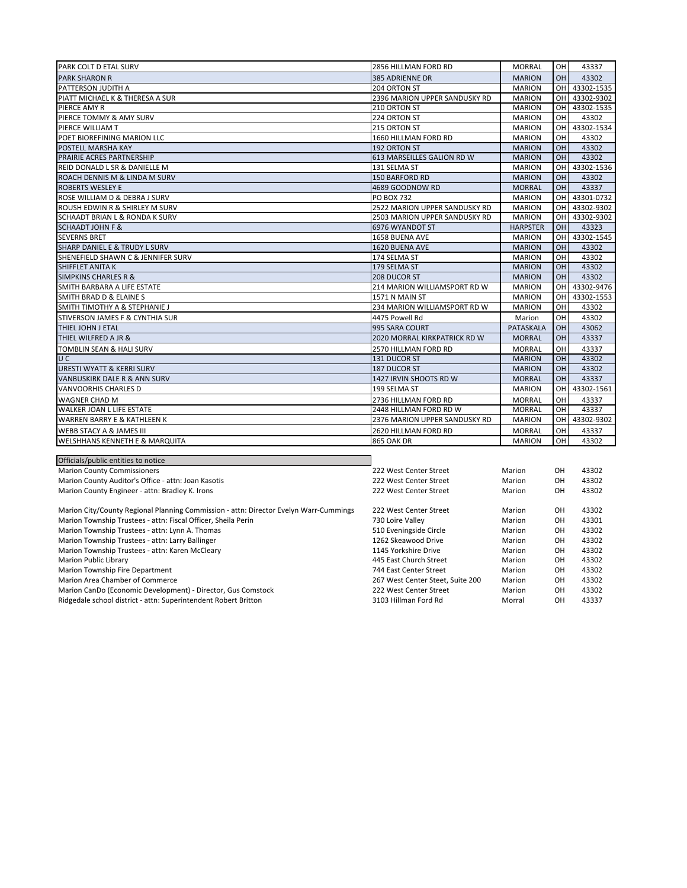| | | | | |
|---|---|---|---|---|
| PARK COLT D ETAL SURV | 2856 HILLMAN FORD RD | MORRAL | OH | 43337 |
| PARK SHARON R | 385 ADRIENNE DR | MARION | OH | 43302 |
| PATTERSON JUDITH A | 204 ORTON ST | MARION | OH | 43302-1535 |
| PIATT MICHAEL K & THERESA A SUR | 2396 MARION UPPER SANDUSKY RD | MARION | OH | 43302-9302 |
| PIERCE AMY R | 210 ORTON ST | MARION | OH | 43302-1535 |
| PIERCE TOMMY & AMY SURV | 224 ORTON ST | MARION | OH | 43302 |
| PIERCE WILLIAM T | 215 ORTON ST | MARION | OH | 43302-1534 |
| POET BIOREFINING MARION LLC | 1660 HILLMAN FORD RD | MARION | OH | 43302 |
| POSTELL MARSHA KAY | 192 ORTON ST | MARION | OH | 43302 |
| PRAIRIE ACRES PARTNERSHIP | 613 MARSEILLES GALION RD W | MARION | OH | 43302 |
| REID DONALD L SR & DANIELLE M | 131 SELMA ST | MARION | OH | 43302-1536 |
| ROACH DENNIS M & LINDA M SURV | 150 BARFORD RD | MARION | OH | 43302 |
| ROBERTS WESLEY E | 4689 GOODNOW RD | MORRAL | OH | 43337 |
| ROSE WILLIAM D & DEBRA J SURV | PO BOX 732 | MARION | OH | 43301-0732 |
| ROUSH EDWIN R & SHIRLEY M SURV | 2522 MARION UPPER SANDUSKY RD | MARION | OH | 43302-9302 |
| SCHAADT BRIAN L & RONDA K SURV | 2503 MARION UPPER SANDUSKY RD | MARION | OH | 43302-9302 |
| SCHAADT JOHN F & | 6976 WYANDOT ST | HARPSTER | OH | 43323 |
| SEVERNS BRET | 1658 BUENA AVE | MARION | OH | 43302-1545 |
| SHARP DANIEL E & TRUDY L SURV | 1620 BUENA AVE | MARION | OH | 43302 |
| SHENEFIELD SHAWN C & JENNIFER SURV | 174 SELMA ST | MARION | OH | 43302 |
| SHIFFLET ANITA K | 179 SELMA ST | MARION | OH | 43302 |
| SIMPKINS CHARLES R & | 208 DUCOR ST | MARION | OH | 43302 |
| SMITH BARBARA A LIFE ESTATE | 214 MARION WILLIAMSPORT RD W | MARION | OH | 43302-9476 |
| SMITH BRAD D & ELAINE S | 1571 N MAIN ST | MARION | OH | 43302-1553 |
| SMITH TIMOTHY A & STEPHANIE J | 234 MARION WILLIAMSPORT RD W | MARION | OH | 43302 |
| STIVERSON JAMES F & CYNTHIA SUR | 4475 Powell Rd | Marion | OH | 43302 |
| THIEL JOHN J ETAL | 995 SARA COURT | PATASKALA | OH | 43062 |
| THIEL WILFRED A JR & | 2020 MORRAL KIRKPATRICK RD W | MORRAL | OH | 43337 |
| TOMBLIN SEAN & HALI SURV | 2570 HILLMAN FORD RD | MORRAL | OH | 43337 |
| U C | 131 DUCOR ST | MARION | OH | 43302 |
| URESTI WYATT & KERRI SURV | 187 DUCOR ST | MARION | OH | 43302 |
| VANBUSKIRK DALE R & ANN SURV | 1427 IRVIN SHOOTS RD W | MORRAL | OH | 43337 |
| VANVOORHIS CHARLES D | 199 SELMA ST | MARION | OH | 43302-1561 |
| WAGNER CHAD M | 2736 HILLMAN FORD RD | MORRAL | OH | 43337 |
| WALKER JOAN L LIFE ESTATE | 2448 HILLMAN FORD RD W | MORRAL | OH | 43337 |
| WARREN BARRY E & KATHLEEN K | 2376 MARION UPPER SANDUSKY RD | MARION | OH | 43302-9302 |
| WEBB STACY A & JAMES III | 2620 HILLMAN FORD RD | MORRAL | OH | 43337 |
| WELSHHANS KENNETH E & MARQUITA | 865 OAK DR | MARION | OH | 43302 |

| Officials/public entities to notice | | | | |
|---|---|---|---|---|
| Marion County Commissioners | 222 West Center Street | Marion | OH | 43302 |
| Marion County Auditor's Office - attn: Joan Kasotis | 222 West Center Street | Marion | OH | 43302 |
| Marion County Engineer - attn: Bradley K. Irons | 222 West Center Street | Marion | OH | 43302 |
| Marion City/County Regional Planning Commission - attn: Director Evelyn Warr-Cummings | 222 West Center Street | Marion | OH | 43302 |
| Marion Township Trustees - attn: Fiscal Officer, Sheila Perin | 730 Loire Valley | Marion | OH | 43301 |
| Marion Township Trustees - attn: Lynn A. Thomas | 510 Eveningside Circle | Marion | OH | 43302 |
| Marion Township Trustees - attn: Larry Ballinger | 1262 Skeawood Drive | Marion | OH | 43302 |
| Marion Township Trustees - attn: Karen McCleary | 1145 Yorkshire Drive | Marion | OH | 43302 |
| Marion Public Library | 445 East Church Street | Marion | OH | 43302 |
| Marion Township Fire Department | 744 East Center Street | Marion | OH | 43302 |
| Marion Area Chamber of Commerce | 267 West Center Steet, Suite 200 | Marion | OH | 43302 |
| Marion CanDo (Economic Development) - Director, Gus Comstock | 222 West Center Street | Marion | OH | 43302 |
| Ridgedale school district - attn: Superintendent Robert Britton | 3103 Hillman Ford Rd | Morral | OH | 43337 |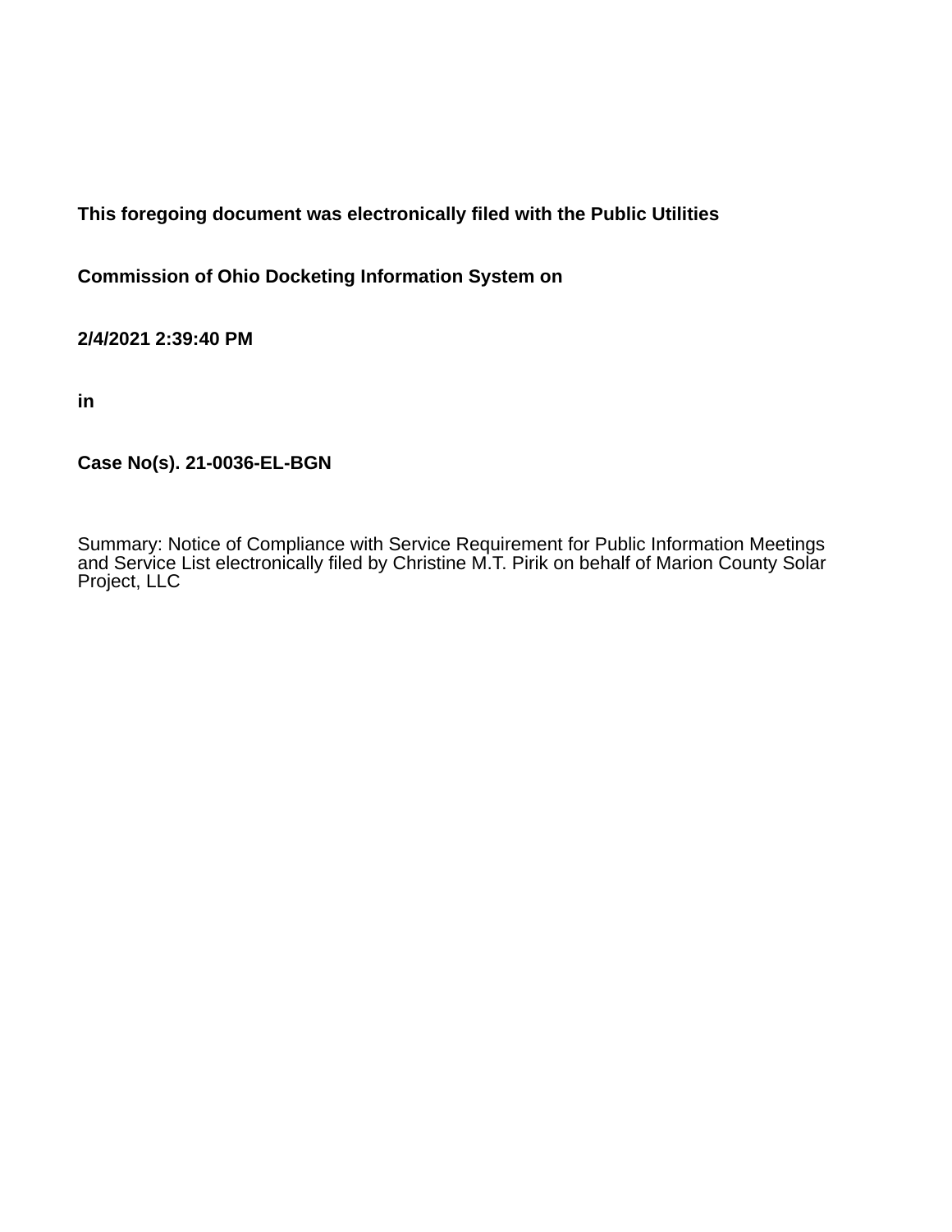**This foregoing document was electronically filed with the Public Utilities**

**Commission of Ohio Docketing Information System on**

**2/4/2021 2:39:40 PM**

**in**

**Case No(s). 21-0036-EL-BGN**

Summary: Notice of Compliance with Service Requirement for Public Information Meetings and Service List electronically filed by Christine M.T. Pirik on behalf of Marion County Solar Project, LLC